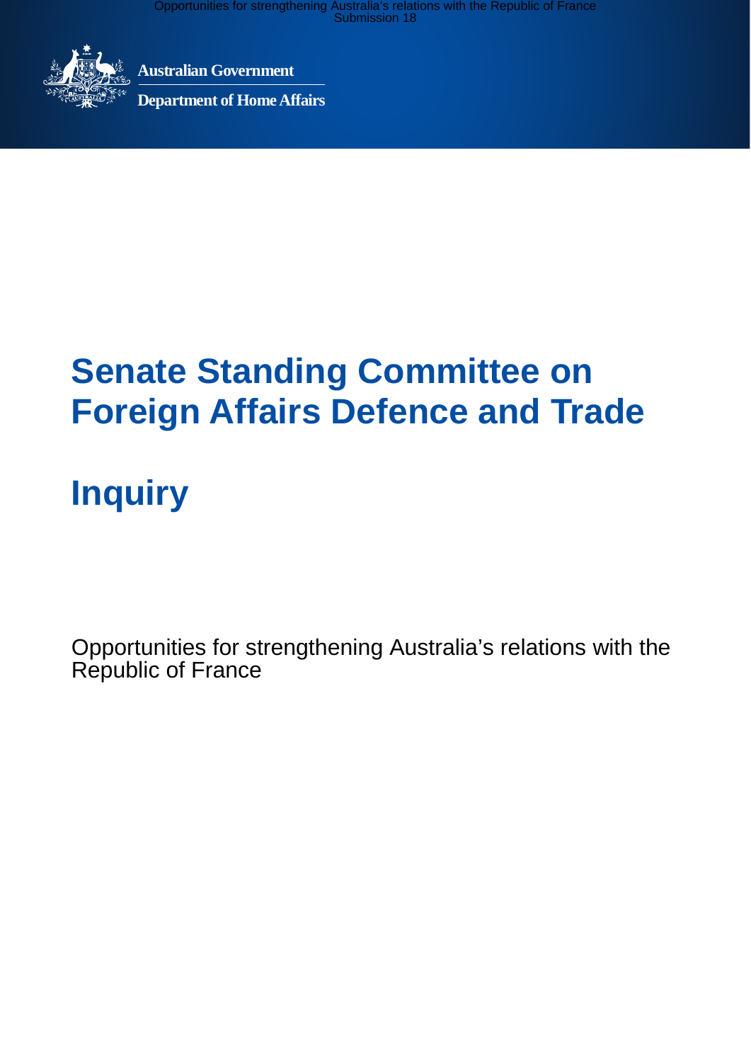Australian Government

Department of Home Affairs

# Senate Standing Committee on Foreign Affairs Defence and Trade

# Inquiry

Opportunities for strengthening Australia's relations with the Republic of France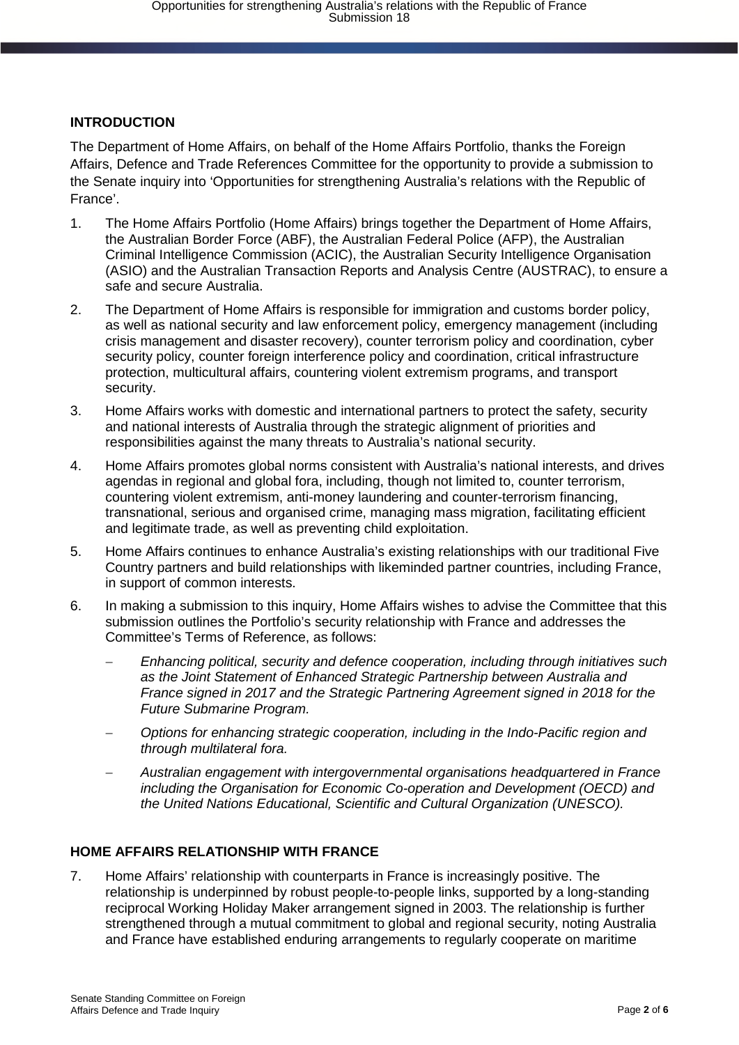## INTRODUCTION

The Department of Home Affairs, on behalf of the Home Affairs Portfolio, thanks the Foreign Affairs, Defence and Trade References Committee for the opportunity to provide a submission to the Senate inquiry into 'Opportunities for strengthening Australia's relations with the Republic of France'.

1. The Home Affairs Portfolio (Home Affairs) brings together the Department of Home Affairs, the Australian Border Force (ABF), the Australian Federal Police (AFP), the Australian Criminal Intelligence Commission (ACIC), the Australian Security Intelligence Organisation (ASIO) and the Australian Transaction Reports and Analysis Centre (AUSTRAC), to ensure a safe and secure Australia.
2. The Department of Home Affairs is responsible for immigration and customs border policy, as well as national security and law enforcement policy, emergency management (including crisis management and disaster recovery), counter terrorism policy and coordination, cyber security policy, counter foreign interference policy and coordination, critical infrastructure protection, multicultural affairs, countering violent extremism programs, and transport security.
3. Home Affairs works with domestic and international partners to protect the safety, security and national interests of Australia through the strategic alignment of priorities and responsibilities against the many threats to Australia's national security.
4. Home Affairs promotes global norms consistent with Australia's national interests, and drives agendas in regional and global fora, including, though not limited to, counter terrorism, countering violent extremism, anti-money laundering and counter-terrorism financing, transnational, serious and organised crime, managing mass migration, facilitating efficient and legitimate trade, as well as preventing child exploitation.
5. Home Affairs continues to enhance Australia's existing relationships with our traditional Five Country partners and build relationships with likeminded partner countries, including France, in support of common interests.
6. In making a submission to this inquiry, Home Affairs wishes to advise the Committee that this submission outlines the Portfolio's security relationship with France and addresses the Committee's Terms of Reference, as follows:
   - *Enhancing political, security and defence cooperation, including through initiatives such as the Joint Statement of Enhanced Strategic Partnership between Australia and France signed in 2017 and the Strategic Partnering Agreement signed in 2018 for the Future Submarine Program.*
   - *Options for enhancing strategic cooperation, including in the Indo-Pacific region and through multilateral fora.*
   - *Australian engagement with intergovernmental organisations headquartered in France including the Organisation for Economic Co-operation and Development (OECD) and the United Nations Educational, Scientific and Cultural Organization (UNESCO).*

## HOME AFFAIRS RELATIONSHIP WITH FRANCE

7. Home Affairs' relationship with counterparts in France is increasingly positive. The relationship is underpinned by robust people-to-people links, supported by a long-standing reciprocal Working Holiday Maker arrangement signed in 2003. The relationship is further strengthened through a mutual commitment to global and regional security, noting Australia and France have established enduring arrangements to regularly cooperate on maritime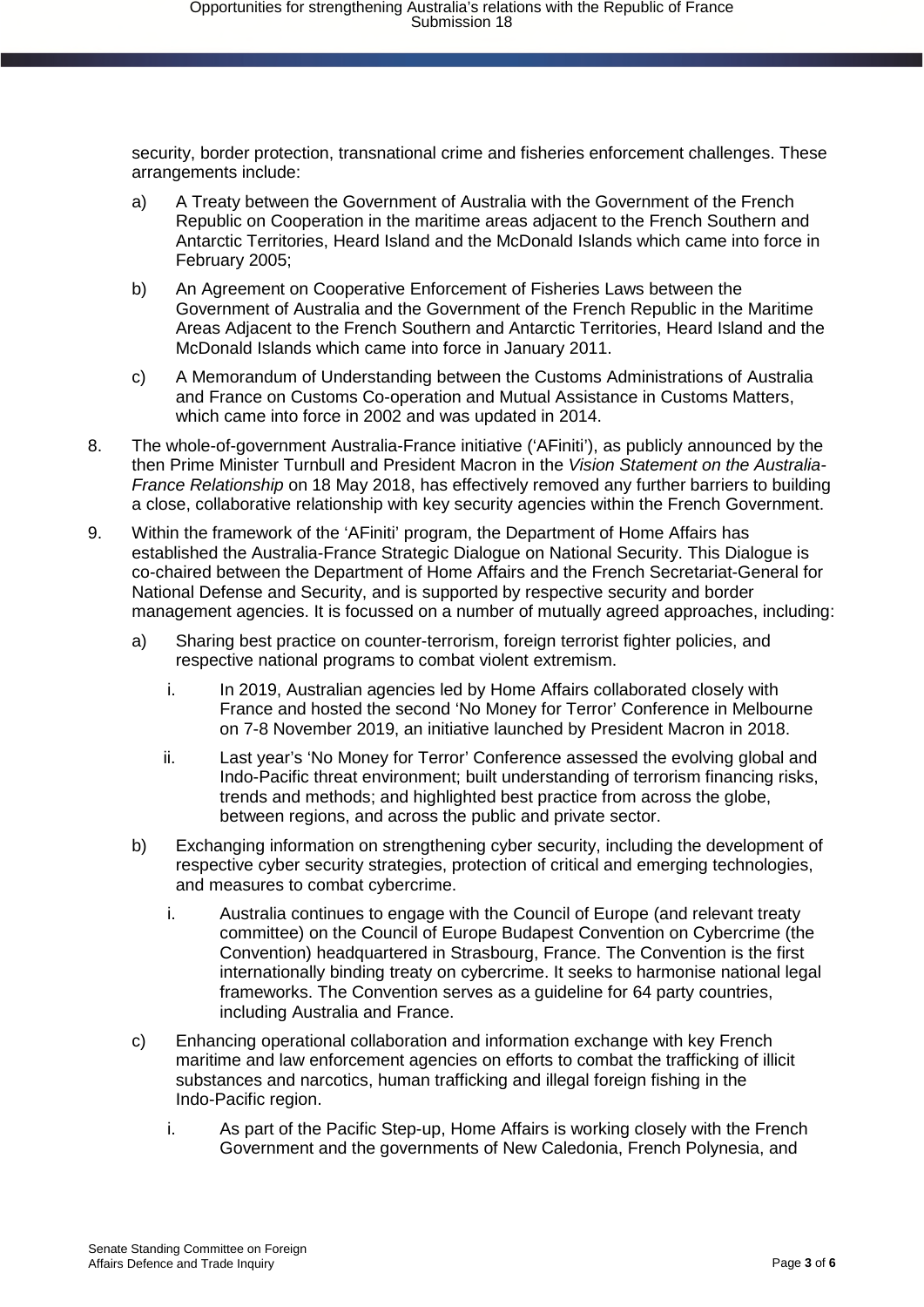security, border protection, transnational crime and fisheries enforcement challenges. These arrangements include:

a) A Treaty between the Government of Australia with the Government of the French Republic on Cooperation in the maritime areas adjacent to the French Southern and Antarctic Territories, Heard Island and the McDonald Islands which came into force in February 2005;

b) An Agreement on Cooperative Enforcement of Fisheries Laws between the Government of Australia and the Government of the French Republic in the Maritime Areas Adjacent to the French Southern and Antarctic Territories, Heard Island and the McDonald Islands which came into force in January 2011.

c) A Memorandum of Understanding between the Customs Administrations of Australia and France on Customs Co-operation and Mutual Assistance in Customs Matters, which came into force in 2002 and was updated in 2014.

8. The whole-of-government Australia-France initiative (‘AFiniti’), as publicly announced by the then Prime Minister Turnbull and President Macron in the *Vision Statement on the Australia-France Relationship* on 18 May 2018, has effectively removed any further barriers to building a close, collaborative relationship with key security agencies within the French Government.

9. Within the framework of the ‘AFiniti’ program, the Department of Home Affairs has established the Australia-France Strategic Dialogue on National Security. This Dialogue is co-chaired between the Department of Home Affairs and the French Secretariat-General for National Defense and Security, and is supported by respective security and border management agencies. It is focussed on a number of mutually agreed approaches, including:

   a) Sharing best practice on counter-terrorism, foreign terrorist fighter policies, and respective national programs to combat violent extremism.

      i. In 2019, Australian agencies led by Home Affairs collaborated closely with France and hosted the second ‘No Money for Terror’ Conference in Melbourne on 7-8 November 2019, an initiative launched by President Macron in 2018.

      ii. Last year’s ‘No Money for Terror’ Conference assessed the evolving global and Indo-Pacific threat environment; built understanding of terrorism financing risks, trends and methods; and highlighted best practice from across the globe, between regions, and across the public and private sector.

   b) Exchanging information on strengthening cyber security, including the development of respective cyber security strategies, protection of critical and emerging technologies, and measures to combat cybercrime.

      i. Australia continues to engage with the Council of Europe (and relevant treaty committee) on the Council of Europe Budapest Convention on Cybercrime (the Convention) headquartered in Strasbourg, France. The Convention is the first internationally binding treaty on cybercrime. It seeks to harmonise national legal frameworks. The Convention serves as a guideline for 64 party countries, including Australia and France.

   c) Enhancing operational collaboration and information exchange with key French maritime and law enforcement agencies on efforts to combat the trafficking of illicit substances and narcotics, human trafficking and illegal foreign fishing in the Indo-Pacific region.

      i. As part of the Pacific Step-up, Home Affairs is working closely with the French Government and the governments of New Caledonia, French Polynesia, and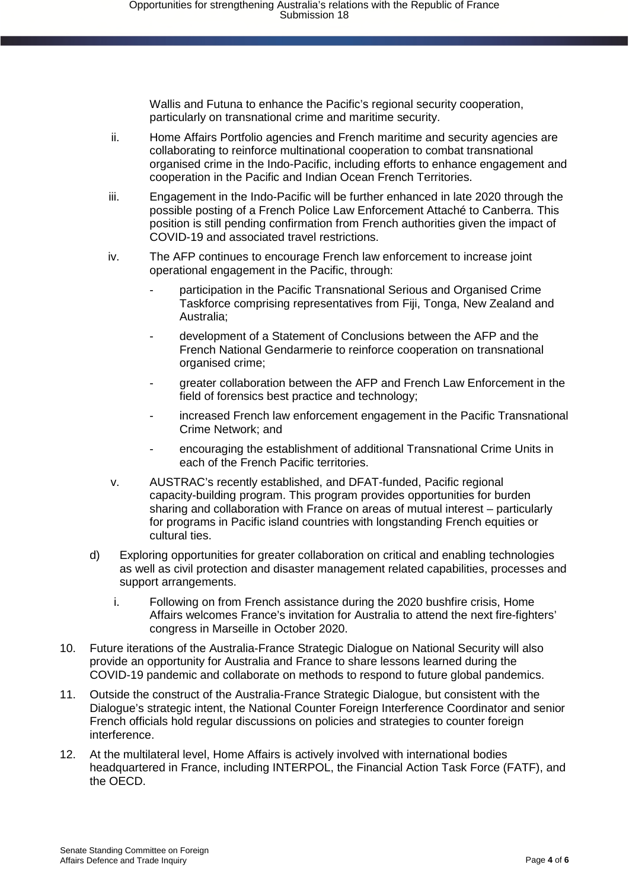Wallis and Futuna to enhance the Pacific's regional security cooperation, particularly on transnational crime and maritime security.

ii. Home Affairs Portfolio agencies and French maritime and security agencies are collaborating to reinforce multinational cooperation to combat transnational organised crime in the Indo-Pacific, including efforts to enhance engagement and cooperation in the Pacific and Indian Ocean French Territories.

iii. Engagement in the Indo-Pacific will be further enhanced in late 2020 through the possible posting of a French Police Law Enforcement Attaché to Canberra. This position is still pending confirmation from French authorities given the impact of COVID-19 and associated travel restrictions.

iv. The AFP continues to encourage French law enforcement to increase joint operational engagement in the Pacific, through:

- participation in the Pacific Transnational Serious and Organised Crime Taskforce comprising representatives from Fiji, Tonga, New Zealand and Australia;
- development of a Statement of Conclusions between the AFP and the French National Gendarmerie to reinforce cooperation on transnational organised crime;
- greater collaboration between the AFP and French Law Enforcement in the field of forensics best practice and technology;
- increased French law enforcement engagement in the Pacific Transnational Crime Network; and
- encouraging the establishment of additional Transnational Crime Units in each of the French Pacific territories.

v. AUSTRAC's recently established, and DFAT-funded, Pacific regional capacity-building program. This program provides opportunities for burden sharing and collaboration with France on areas of mutual interest – particularly for programs in Pacific island countries with longstanding French equities or cultural ties.

d) Exploring opportunities for greater collaboration on critical and enabling technologies as well as civil protection and disaster management related capabilities, processes and support arrangements.

i. Following on from French assistance during the 2020 bushfire crisis, Home Affairs welcomes France's invitation for Australia to attend the next fire-fighters' congress in Marseille in October 2020.

10. Future iterations of the Australia-France Strategic Dialogue on National Security will also provide an opportunity for Australia and France to share lessons learned during the COVID-19 pandemic and collaborate on methods to respond to future global pandemics.

11. Outside the construct of the Australia-France Strategic Dialogue, but consistent with the Dialogue's strategic intent, the National Counter Foreign Interference Coordinator and senior French officials hold regular discussions on policies and strategies to counter foreign interference.

12. At the multilateral level, Home Affairs is actively involved with international bodies headquartered in France, including INTERPOL, the Financial Action Task Force (FATF), and the OECD.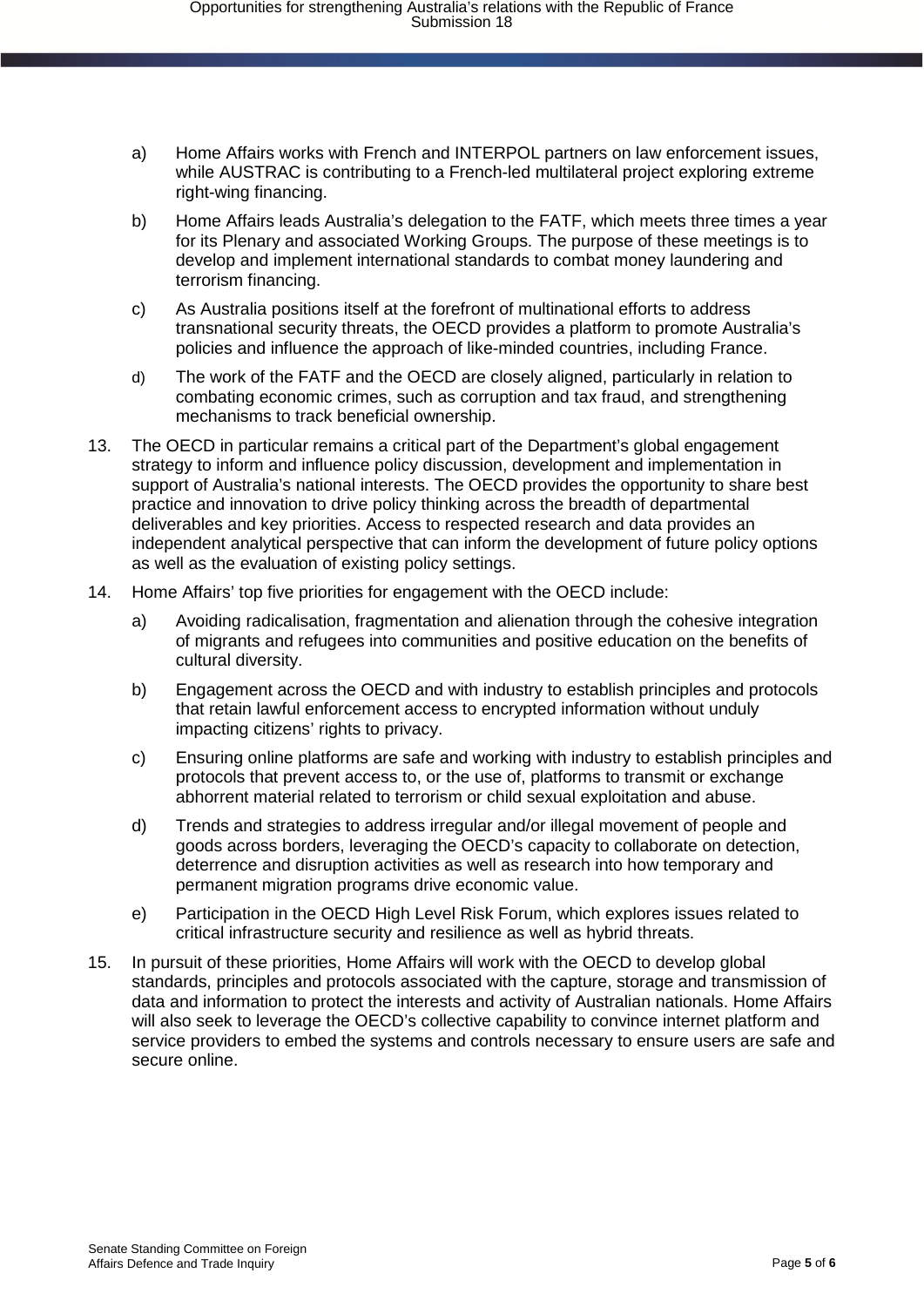a) Home Affairs works with French and INTERPOL partners on law enforcement issues, while AUSTRAC is contributing to a French-led multilateral project exploring extreme right-wing financing.

b) Home Affairs leads Australia's delegation to the FATF, which meets three times a year for its Plenary and associated Working Groups. The purpose of these meetings is to develop and implement international standards to combat money laundering and terrorism financing.

c) As Australia positions itself at the forefront of multinational efforts to address transnational security threats, the OECD provides a platform to promote Australia's policies and influence the approach of like-minded countries, including France.

d) The work of the FATF and the OECD are closely aligned, particularly in relation to combating economic crimes, such as corruption and tax fraud, and strengthening mechanisms to track beneficial ownership.

13. The OECD in particular remains a critical part of the Department's global engagement strategy to inform and influence policy discussion, development and implementation in support of Australia's national interests. The OECD provides the opportunity to share best practice and innovation to drive policy thinking across the breadth of departmental deliverables and key priorities. Access to respected research and data provides an independent analytical perspective that can inform the development of future policy options as well as the evaluation of existing policy settings.

14. Home Affairs' top five priorities for engagement with the OECD include:

    a) Avoiding radicalisation, fragmentation and alienation through the cohesive integration of migrants and refugees into communities and positive education on the benefits of cultural diversity.

    b) Engagement across the OECD and with industry to establish principles and protocols that retain lawful enforcement access to encrypted information without unduly impacting citizens' rights to privacy.

    c) Ensuring online platforms are safe and working with industry to establish principles and protocols that prevent access to, or the use of, platforms to transmit or exchange abhorrent material related to terrorism or child sexual exploitation and abuse.

    d) Trends and strategies to address irregular and/or illegal movement of people and goods across borders, leveraging the OECD's capacity to collaborate on detection, deterrence and disruption activities as well as research into how temporary and permanent migration programs drive economic value.

    e) Participation in the OECD High Level Risk Forum, which explores issues related to critical infrastructure security and resilience as well as hybrid threats.

15. In pursuit of these priorities, Home Affairs will work with the OECD to develop global standards, principles and protocols associated with the capture, storage and transmission of data and information to protect the interests and activity of Australian nationals. Home Affairs will also seek to leverage the OECD's collective capability to convince internet platform and service providers to embed the systems and controls necessary to ensure users are safe and secure online.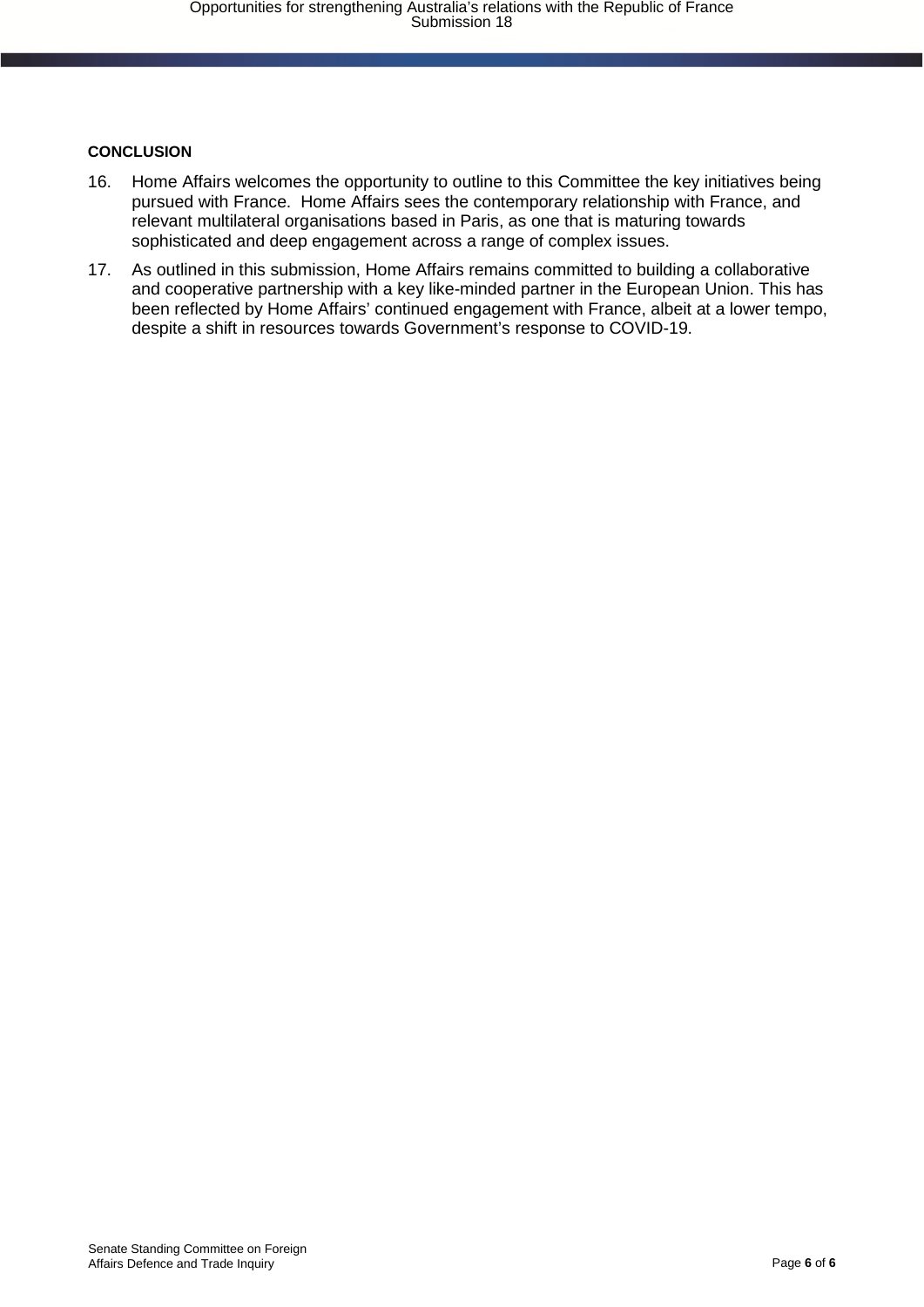**CONCLUSION**

16. Home Affairs welcomes the opportunity to outline to this Committee the key initiatives being pursued with France. Home Affairs sees the contemporary relationship with France, and relevant multilateral organisations based in Paris, as one that is maturing towards sophisticated and deep engagement across a range of complex issues.

17. As outlined in this submission, Home Affairs remains committed to building a collaborative and cooperative partnership with a key like-minded partner in the European Union. This has been reflected by Home Affairs' continued engagement with France, albeit at a lower tempo, despite a shift in resources towards Government's response to COVID-19.